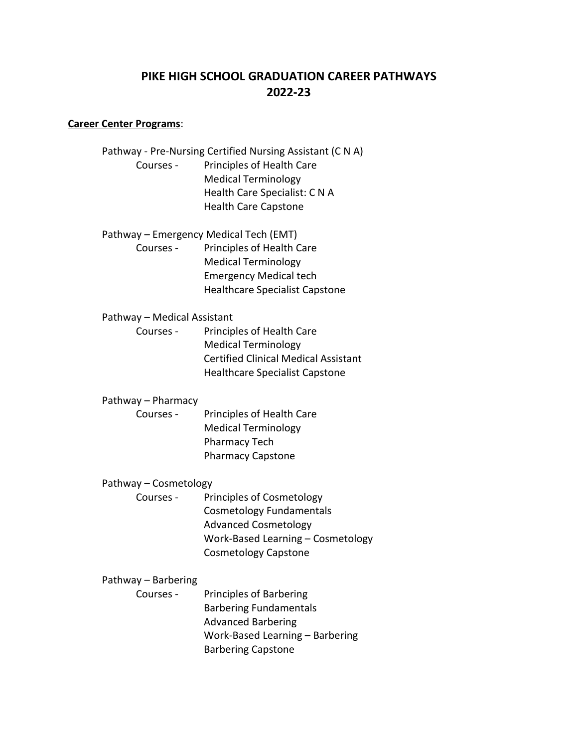# PIKE HIGH SCHOOL GRADUATION CAREER PATHWAYS
# 2022-23

**<u>Career Center Programs</u>**:

Pathway - Pre-Nursing Certified Nursing Assistant (C N A)

Courses -
- Principles of Health Care
- Medical Terminology
- Health Care Specialist: C N A
- Health Care Capstone

Pathway – Emergency Medical Tech (EMT)

Courses -
- Principles of Health Care
- Medical Terminology
- Emergency Medical tech
- Healthcare Specialist Capstone

Pathway – Medical Assistant

Courses -
- Principles of Health Care
- Medical Terminology
- Certified Clinical Medical Assistant
- Healthcare Specialist Capstone

Pathway – Pharmacy

Courses -
- Principles of Health Care
- Medical Terminology
- Pharmacy Tech
- Pharmacy Capstone

Pathway – Cosmetology

Courses -
- Principles of Cosmetology
- Cosmetology Fundamentals
- Advanced Cosmetology
- Work-Based Learning – Cosmetology
- Cosmetology Capstone

Pathway – Barbering

Courses -
- Principles of Barbering
- Barbering Fundamentals
- Advanced Barbering
- Work-Based Learning – Barbering
- Barbering Capstone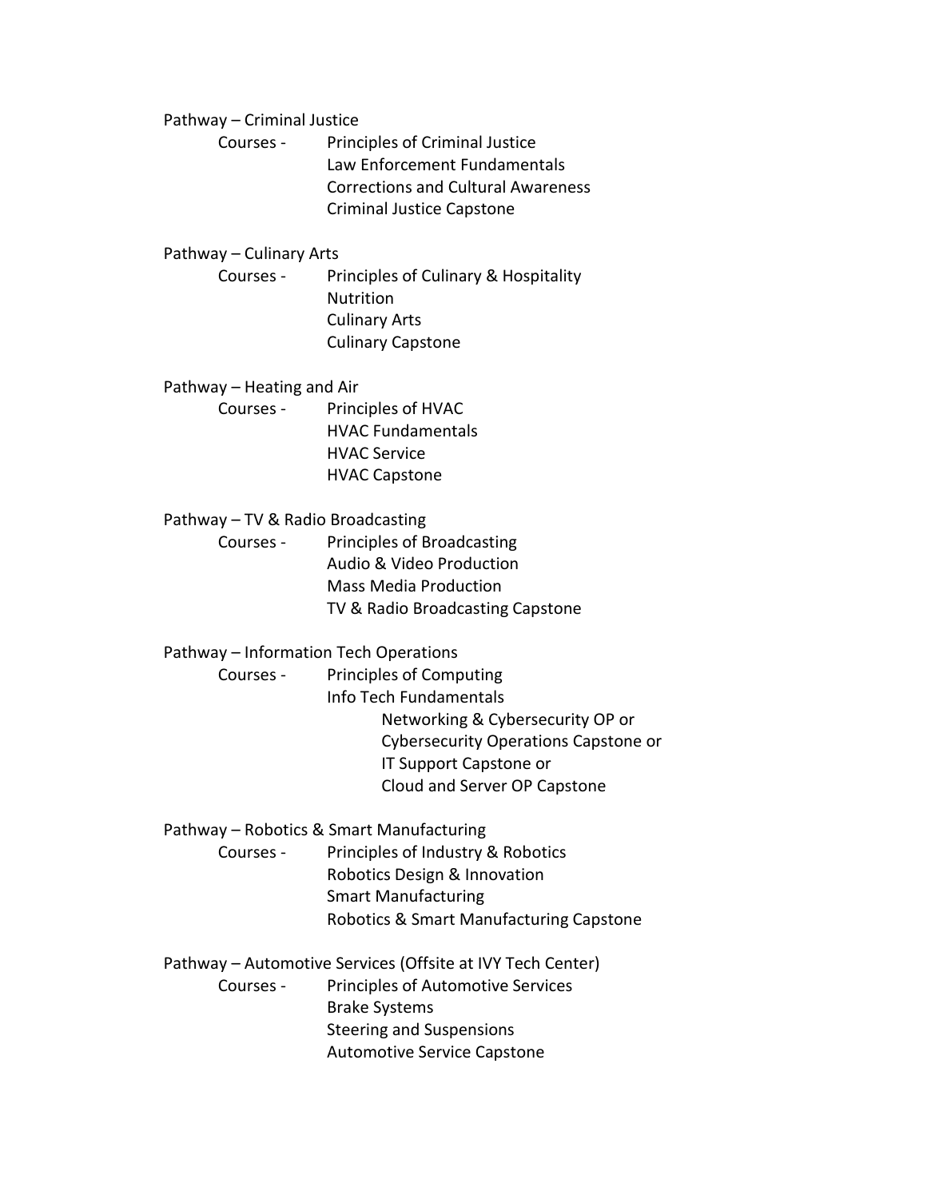Pathway – Criminal Justice

Courses -
- Principles of Criminal Justice
- Law Enforcement Fundamentals
- Corrections and Cultural Awareness
- Criminal Justice Capstone

Pathway – Culinary Arts

Courses -
- Principles of Culinary & Hospitality
- Nutrition
- Culinary Arts
- Culinary Capstone

Pathway – Heating and Air

Courses -
- Principles of HVAC
- HVAC Fundamentals
- HVAC Service
- HVAC Capstone

Pathway – TV & Radio Broadcasting

Courses -
- Principles of Broadcasting
- Audio & Video Production
- Mass Media Production
- TV & Radio Broadcasting Capstone

Pathway – Information Tech Operations

Courses -
- Principles of Computing
- Info Tech Fundamentals
    - Networking & Cybersecurity OP or
    - Cybersecurity Operations Capstone or
    - IT Support Capstone or
    - Cloud and Server OP Capstone

Pathway – Robotics & Smart Manufacturing

Courses -
- Principles of Industry & Robotics
- Robotics Design & Innovation
- Smart Manufacturing
- Robotics & Smart Manufacturing Capstone

Pathway – Automotive Services (Offsite at IVY Tech Center)

Courses -
- Principles of Automotive Services
- Brake Systems
- Steering and Suspensions
- Automotive Service Capstone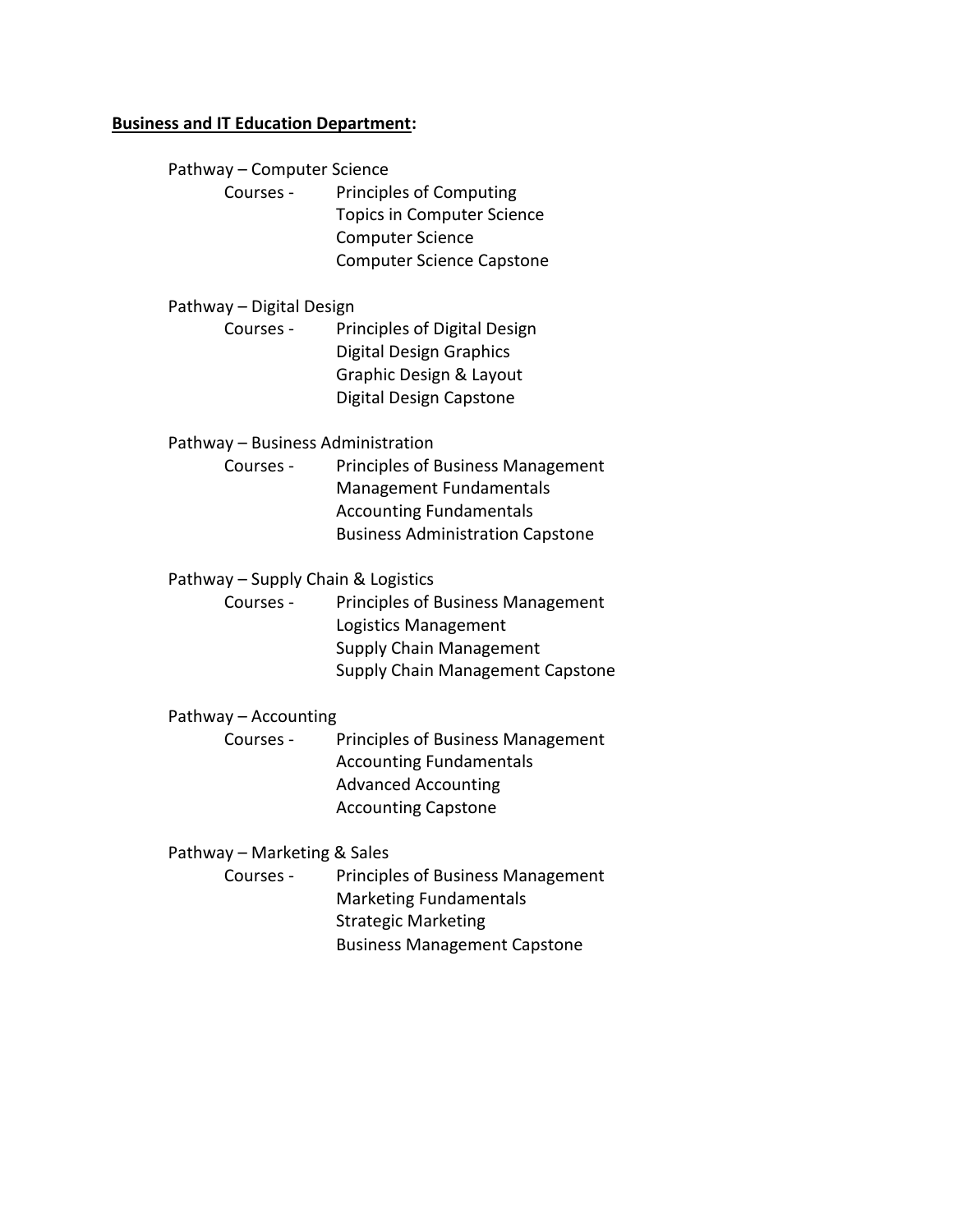**<u>Business and IT Education Department</u>:**

Pathway – Computer Science

Courses -
- Principles of Computing
- Topics in Computer Science
- Computer Science
- Computer Science Capstone

Pathway – Digital Design

Courses -
- Principles of Digital Design
- Digital Design Graphics
- Graphic Design & Layout
- Digital Design Capstone

Pathway – Business Administration

Courses -
- Principles of Business Management
- Management Fundamentals
- Accounting Fundamentals
- Business Administration Capstone

Pathway – Supply Chain & Logistics

Courses -
- Principles of Business Management
- Logistics Management
- Supply Chain Management
- Supply Chain Management Capstone

Pathway – Accounting

Courses -
- Principles of Business Management
- Accounting Fundamentals
- Advanced Accounting
- Accounting Capstone

Pathway – Marketing & Sales

Courses -
- Principles of Business Management
- Marketing Fundamentals
- Strategic Marketing
- Business Management Capstone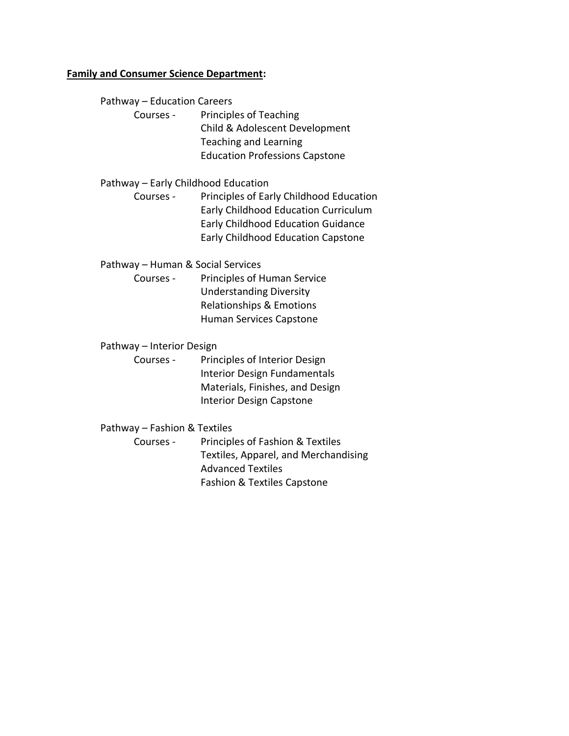**<u>Family and Consumer Science Department</u>:**

Pathway – Education Careers

Courses -
- Principles of Teaching
- Child & Adolescent Development
- Teaching and Learning
- Education Professions Capstone

Pathway – Early Childhood Education

Courses -
- Principles of Early Childhood Education
- Early Childhood Education Curriculum
- Early Childhood Education Guidance
- Early Childhood Education Capstone

Pathway – Human & Social Services

Courses -
- Principles of Human Service
- Understanding Diversity
- Relationships & Emotions
- Human Services Capstone

Pathway – Interior Design

Courses -
- Principles of Interior Design
- Interior Design Fundamentals
- Materials, Finishes, and Design
- Interior Design Capstone

Pathway – Fashion & Textiles

Courses -
- Principles of Fashion & Textiles
- Textiles, Apparel, and Merchandising
- Advanced Textiles
- Fashion & Textiles Capstone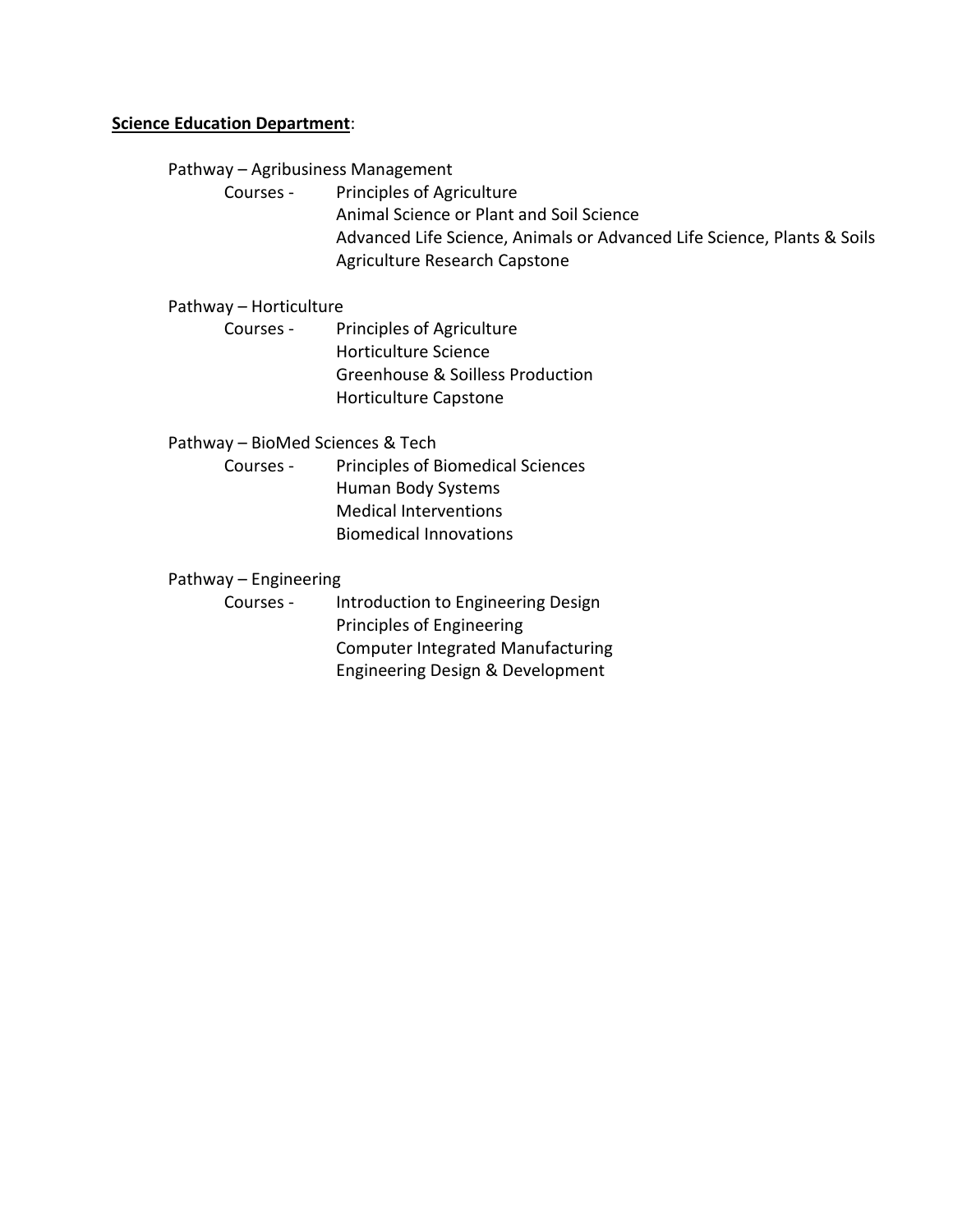**<u>Science Education Department</u>**:

Pathway – Agribusiness Management

Courses - Principles of Agriculture
Animal Science or Plant and Soil Science
Advanced Life Science, Animals or Advanced Life Science, Plants & Soils
Agriculture Research Capstone

Pathway – Horticulture

Courses - Principles of Agriculture
Horticulture Science
Greenhouse & Soilless Production
Horticulture Capstone

Pathway – BioMed Sciences & Tech

Courses - Principles of Biomedical Sciences
Human Body Systems
Medical Interventions
Biomedical Innovations

Pathway – Engineering

Courses - Introduction to Engineering Design
Principles of Engineering
Computer Integrated Manufacturing
Engineering Design & Development